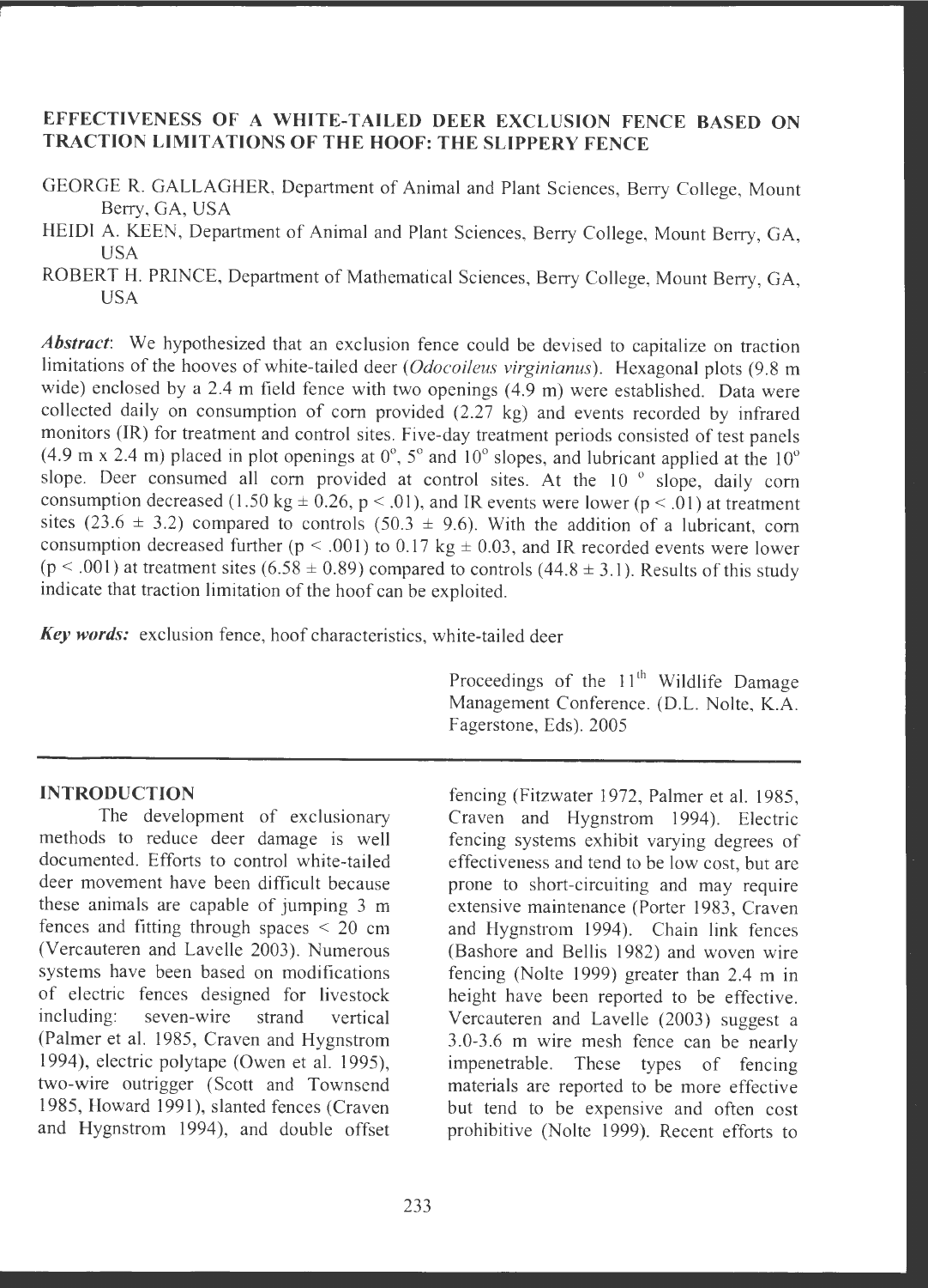# EFFECTIVENESS OF A WHITE-TAILED DEER EXCLUSION FENCE BASED ON TRACTION LIMITATIONS OF THE HOOF: THE SLIPPERY FENCE

GEORGE R. GALLAGHER, Department of Animal and Plant Sciences, Berry College, Mount Berry, GA, USA

HEIDI A. KEEN, Department of Animal and Plant Sciences, Berry College, Mount Berry, GA, USA

ROBERT H. PRINCE, Department of Mathematical Sciences, Berry College, Mount Berry, GA, USA

***Abstract***: We hypothesized that an exclusion fence could be devised to capitalize on traction limitations of the hooves of white-tailed deer (*Odocoileus virginianus*). Hexagonal plots (9.8 m wide) enclosed by a 2.4 m field fence with two openings (4.9 m) were established. Data were collected daily on consumption of corn provided (2.27 kg) and events recorded by infrared monitors (IR) for treatment and control sites. Five-day treatment periods consisted of test panels (4.9 m x 2.4 m) placed in plot openings at $0^{\circ}$, $5^{\circ}$ and $10^{\circ}$ slopes, and lubricant applied at the $10^{\circ}$ slope. Deer consumed all corn provided at control sites. At the $10^{\circ}$ slope, daily corn consumption decreased ($1.50$ kg $\pm 0.26$, $p < .01$), and IR events were lower ($p < .01$) at treatment sites ($23.6 \pm 3.2$) compared to controls ($50.3 \pm 9.6$). With the addition of a lubricant, corn consumption decreased further ($p < .001$) to $0.17$ kg $\pm 0.03$, and IR recorded events were lower ($p < .001$) at treatment sites ($6.58 \pm 0.89$) compared to controls ($44.8 \pm 3.1$). Results of this study indicate that traction limitation of the hoof can be exploited.

***Key words:*** exclusion fence, hoof characteristics, white-tailed deer

Proceedings of the 11th Wildlife Damage Management Conference. (D.L. Nolte, K.A. Fagerstone, Eds). 2005

## INTRODUCTION

The development of exclusionary methods to reduce deer damage is well documented. Efforts to control white-tailed deer movement have been difficult because these animals are capable of jumping 3 m fences and fitting through spaces < 20 cm (Vercauteren and Lavelle 2003). Numerous systems have been based on modifications of electric fences designed for livestock including: seven-wire strand vertical (Palmer et al. 1985, Craven and Hygnstrom 1994), electric polytape (Owen et al. 1995), two-wire outrigger (Scott and Townsend 1985, Howard 1991), slanted fences (Craven and Hygnstrom 1994), and double offset fencing (Fitzwater 1972, Palmer et al. 1985, Craven and Hygnstrom 1994). Electric fencing systems exhibit varying degrees of effectiveness and tend to be low cost, but are prone to short-circuiting and may require extensive maintenance (Porter 1983, Craven and Hygnstrom 1994). Chain link fences (Bashore and Bellis 1982) and woven wire fencing (Nolte 1999) greater than 2.4 m in height have been reported to be effective. Vercauteren and Lavelle (2003) suggest a 3.0-3.6 m wire mesh fence can be nearly impenetrable. These types of fencing materials are reported to be more effective but tend to be expensive and often cost prohibitive (Nolte 1999). Recent efforts to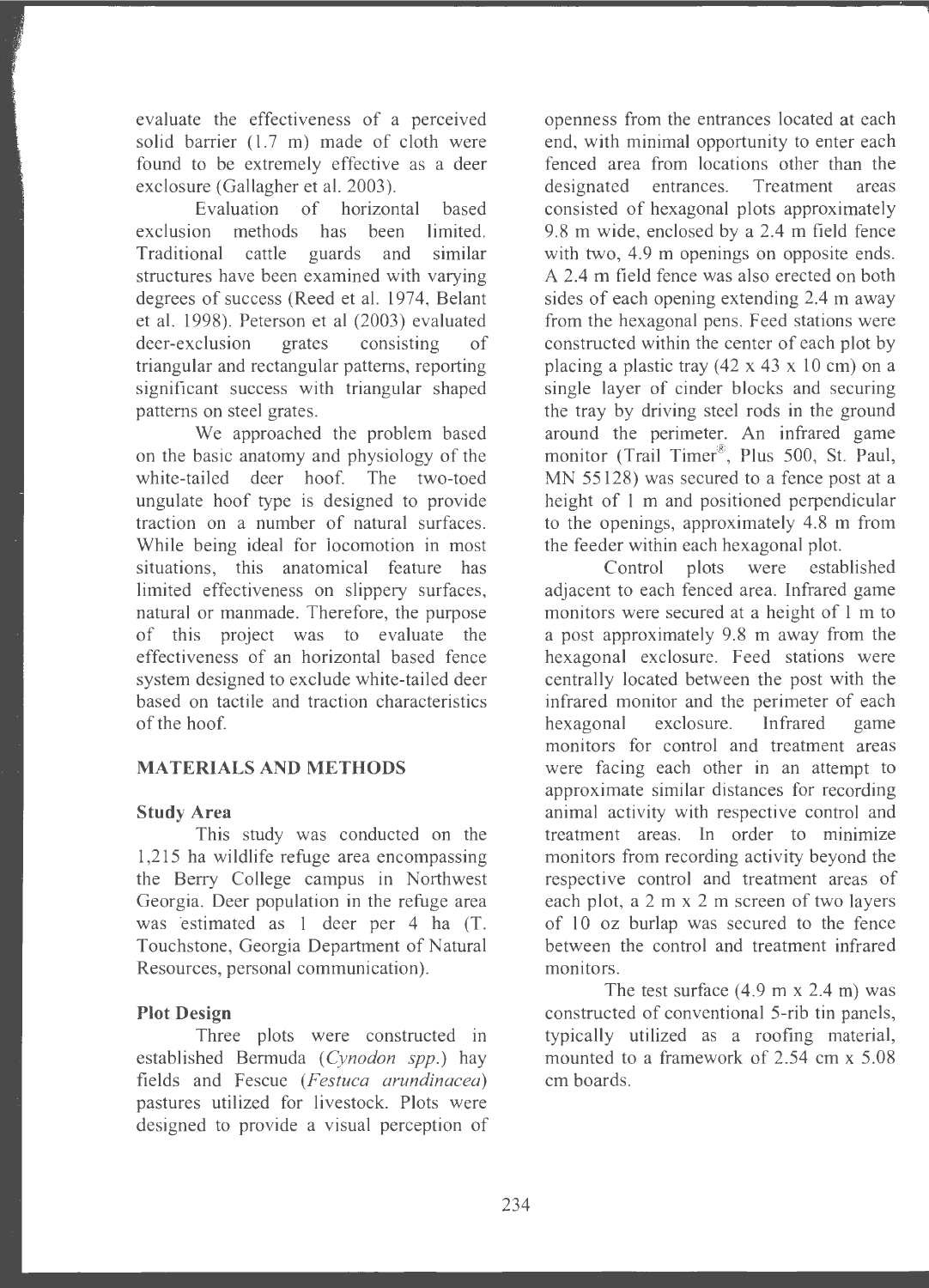evaluate the effectiveness of a perceived solid barrier (1.7 m) made of cloth were found to be extremely effective as a deer exclosure (Gallagher et al. 2003).

Evaluation of horizontal based exclusion methods has been limited. Traditional cattle guards and similar structures have been examined with varying degrees of success (Reed et al. 1974, Belant et al. 1998). Peterson et al (2003) evaluated deer-exclusion grates consisting of triangular and rectangular patterns, reporting significant success with triangular shaped patterns on steel grates.

We approached the problem based on the basic anatomy and physiology of the white-tailed deer hoof. The two-toed ungulate hoof type is designed to provide traction on a number of natural surfaces. While being ideal for locomotion in most situations, this anatomical feature has limited effectiveness on slippery surfaces, natural or manmade. Therefore, the purpose of this project was to evaluate the effectiveness of an horizontal based fence system designed to exclude white-tailed deer based on tactile and traction characteristics of the hoof.

## MATERIALS AND METHODS

### Study Area

This study was conducted on the 1,215 ha wildlife refuge area encompassing the Berry College campus in Northwest Georgia. Deer population in the refuge area was estimated as 1 deer per 4 ha (T. Touchstone, Georgia Department of Natural Resources, personal communication).

### Plot Design

Three plots were constructed in established Bermuda (*Cynodon spp.*) hay fields and Fescue (*Festuca arundinacea*) pastures utilized for livestock. Plots were designed to provide a visual perception of openness from the entrances located at each end, with minimal opportunity to enter each fenced area from locations other than the designated entrances. Treatment areas consisted of hexagonal plots approximately 9.8 m wide, enclosed by a 2.4 m field fence with two, 4.9 m openings on opposite ends. A 2.4 m field fence was also erected on both sides of each opening extending 2.4 m away from the hexagonal pens. Feed stations were constructed within the center of each plot by placing a plastic tray (42 x 43 x 10 cm) on a single layer of cinder blocks and securing the tray by driving steel rods in the ground around the perimeter. An infrared game monitor (Trail Timer®, Plus 500, St. Paul, MN 55128) was secured to a fence post at a height of 1 m and positioned perpendicular to the openings, approximately 4.8 m from the feeder within each hexagonal plot.

Control plots were established adjacent to each fenced area. Infrared game monitors were secured at a height of 1 m to a post approximately 9.8 m away from the hexagonal exclosure. Feed stations were centrally located between the post with the infrared monitor and the perimeter of each hexagonal exclosure. Infrared game monitors for control and treatment areas were facing each other in an attempt to approximate similar distances for recording animal activity with respective control and treatment areas. In order to minimize monitors from recording activity beyond the respective control and treatment areas of each plot, a 2 m x 2 m screen of two layers of 10 oz burlap was secured to the fence between the control and treatment infrared monitors.

The test surface (4.9 m x 2.4 m) was constructed of conventional 5-rib tin panels, typically utilized as a roofing material, mounted to a framework of 2.54 cm x 5.08 cm boards.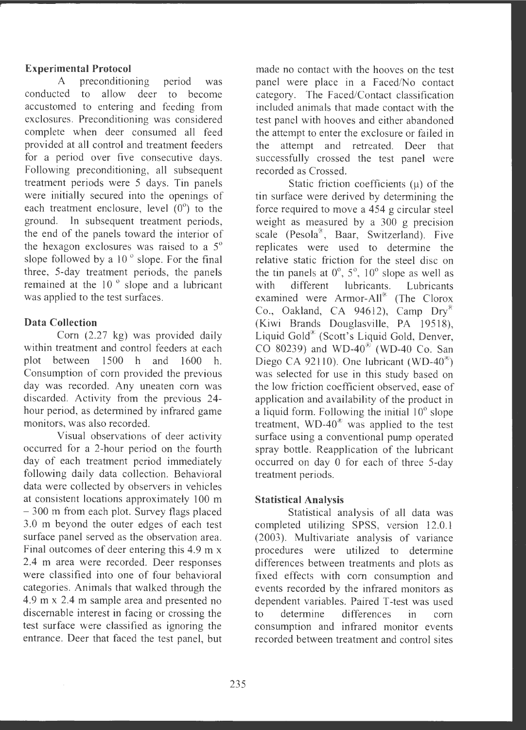### Experimental Protocol

A preconditioning period was conducted to allow deer to become accustomed to entering and feeding from exclosures. Preconditioning was considered complete when deer consumed all feed provided at all control and treatment feeders for a period over five consecutive days. Following preconditioning, all subsequent treatment periods were 5 days. Tin panels were initially secured into the openings of each treatment enclosure, level ($0^{o}$) to the ground. In subsequent treatment periods, the end of the panels toward the interior of the hexagon exclosures was raised to a $5^{o}$ slope followed by a $10^{o}$ slope. For the final three, 5-day treatment periods, the panels remained at the $10^{o}$ slope and a lubricant was applied to the test surfaces.

### Data Collection

Corn (2.27 kg) was provided daily within treatment and control feeders at each plot between 1500 h and 1600 h. Consumption of corn provided the previous day was recorded. Any uneaten corn was discarded. Activity from the previous 24-hour period, as determined by infrared game monitors, was also recorded.

Visual observations of deer activity occurred for a 2-hour period on the fourth day of each treatment period immediately following daily data collection. Behavioral data were collected by observers in vehicles at consistent locations approximately 100 m – 300 m from each plot. Survey flags placed 3.0 m beyond the outer edges of each test surface panel served as the observation area. Final outcomes of deer entering this 4.9 m x 2.4 m area were recorded. Deer responses were classified into one of four behavioral categories. Animals that walked through the 4.9 m x 2.4 m sample area and presented no discernable interest in facing or crossing the test surface were classified as ignoring the entrance. Deer that faced the test panel, but made no contact with the hooves on the test panel were place in a Faced/No contact category. The Faced/Contact classification included animals that made contact with the test panel with hooves and either abandoned the attempt to enter the exclosure or failed in the attempt and retreated. Deer that successfully crossed the test panel were recorded as Crossed.

Static friction coefficients ($\mu$) of the tin surface were derived by determining the force required to move a 454 g circular steel weight as measured by a 300 g precision scale (Pesola®, Baar, Switzerland). Five replicates were used to determine the relative static friction for the steel disc on the tin panels at $0^{o}$, $5^{o}$, $10^{o}$ slope as well as with different lubricants. Lubricants examined were Armor-All® (The Clorox Co., Oakland, CA 94612), Camp Dry® (Kiwi Brands Douglasville, PA 19518), Liquid Gold® (Scott's Liquid Gold, Denver, CO 80239) and WD-40® (WD-40 Co. San Diego CA 92110). One lubricant (WD-40®) was selected for use in this study based on the low friction coefficient observed, ease of application and availability of the product in a liquid form. Following the initial $10^{o}$ slope treatment, WD-40® was applied to the test surface using a conventional pump operated spray bottle. Reapplication of the lubricant occurred on day 0 for each of three 5-day treatment periods.

### Statistical Analysis

Statistical analysis of all data was completed utilizing SPSS, version 12.0.1 (2003). Multivariate analysis of variance procedures were utilized to determine differences between treatments and plots as fixed effects with corn consumption and events recorded by the infrared monitors as dependent variables. Paired T-test was used to determine differences in corn consumption and infrared monitor events recorded between treatment and control sites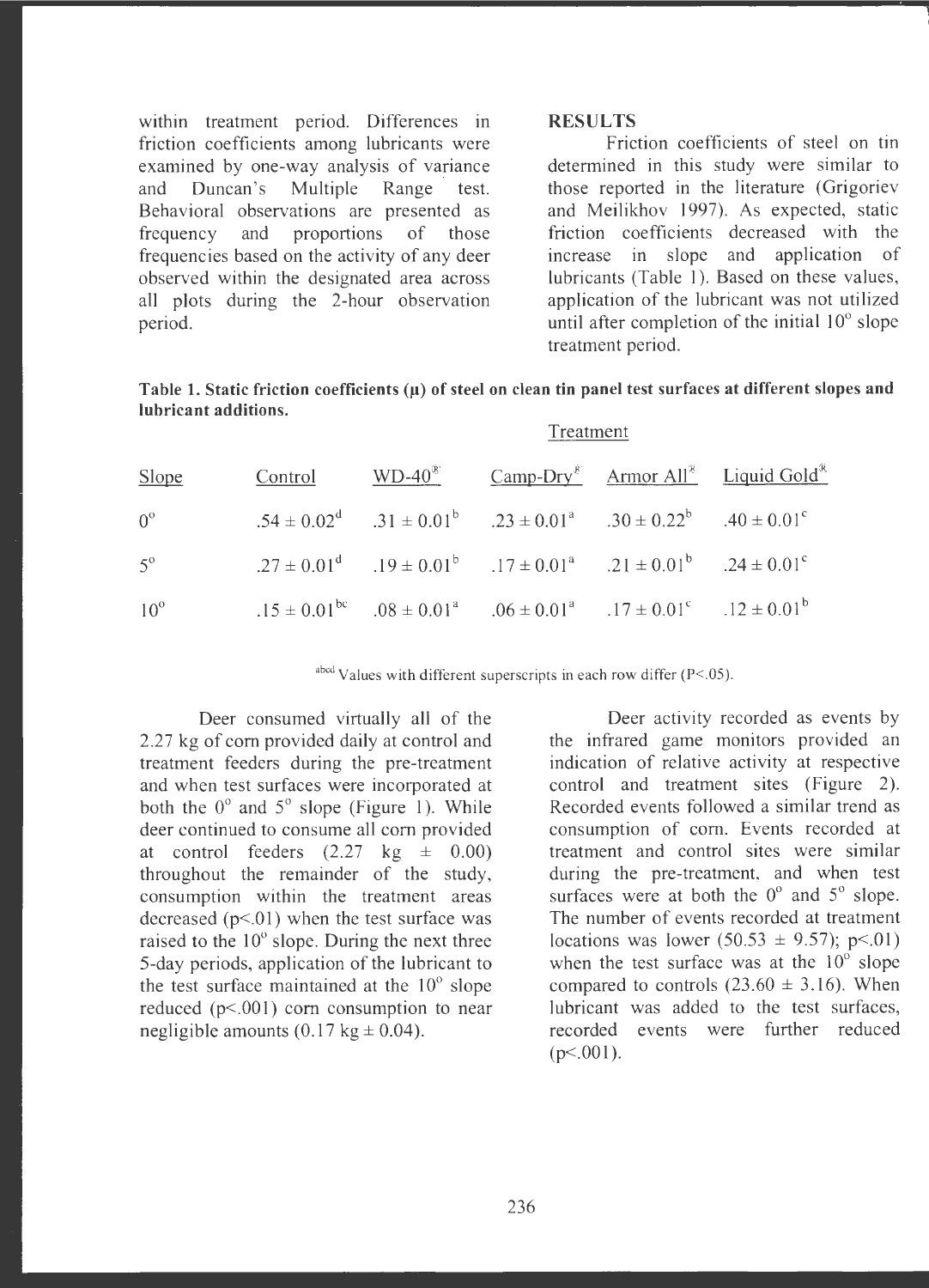within treatment period. Differences in friction coefficients among lubricants were examined by one-way analysis of variance and Duncan's Multiple Range test. Behavioral observations are presented as frequency and proportions of those frequencies based on the activity of any deer observed within the designated area across all plots during the 2-hour observation period.

## RESULTS

Friction coefficients of steel on tin determined in this study were similar to those reported in the literature (Grigoriev and Meilikhov 1997). As expected, static friction coefficients decreased with the increase in slope and application of lubricants (Table 1). Based on these values, application of the lubricant was not utilized until after completion of the initial 10° slope treatment period.

**Table 1. Static friction coefficients (μ) of steel on clean tin panel test surfaces at different slopes and lubricant additions.**

| | Treatment | | | | |
|---|---|---|---|---|---|
| Slope | Control | WD-40® | Camp-Dry® | Armor All® | Liquid Gold® |
| 0° | $.54 \pm 0.02^{d}$ | $.31 \pm 0.01^{b}$ | $.23 \pm 0.01^{a}$ | $.30 \pm 0.22^{b}$ | $.40 \pm 0.01^{c}$ |
| 5° | $.27 \pm 0.01^{d}$ | $.19 \pm 0.01^{b}$ | $.17 \pm 0.01^{a}$ | $.21 \pm 0.01^{b}$ | $.24 \pm 0.01^{c}$ |
| 10° | $.15 \pm 0.01^{bc}$ | $.08 \pm 0.01^{a}$ | $.06 \pm 0.01^{a}$ | $.17 \pm 0.01^{c}$ | $.12 \pm 0.01^{b}$ |

[abcd] Values with different superscripts in each row differ ($P<.05$).

Deer consumed virtually all of the 2.27 kg of corn provided daily at control and treatment feeders during the pre-treatment and when test surfaces were incorporated at both the 0° and 5° slope (Figure 1). While deer continued to consume all corn provided at control feeders (2.27 kg ± 0.00) throughout the remainder of the study, consumption within the treatment areas decreased ($p<.01$) when the test surface was raised to the 10° slope. During the next three 5-day periods, application of the lubricant to the test surface maintained at the 10° slope reduced ($p<.001$) corn consumption to near negligible amounts (0.17 kg ± 0.04).

Deer activity recorded as events by the infrared game monitors provided an indication of relative activity at respective control and treatment sites (Figure 2). Recorded events followed a similar trend as consumption of corn. Events recorded at treatment and control sites were similar during the pre-treatment, and when test surfaces were at both the 0° and 5° slope. The number of events recorded at treatment locations was lower (50.53 ± 9.57); $p<.01$) when the test surface was at the 10° slope compared to controls (23.60 ± 3.16). When lubricant was added to the test surfaces, recorded events were further reduced ($p<.001$).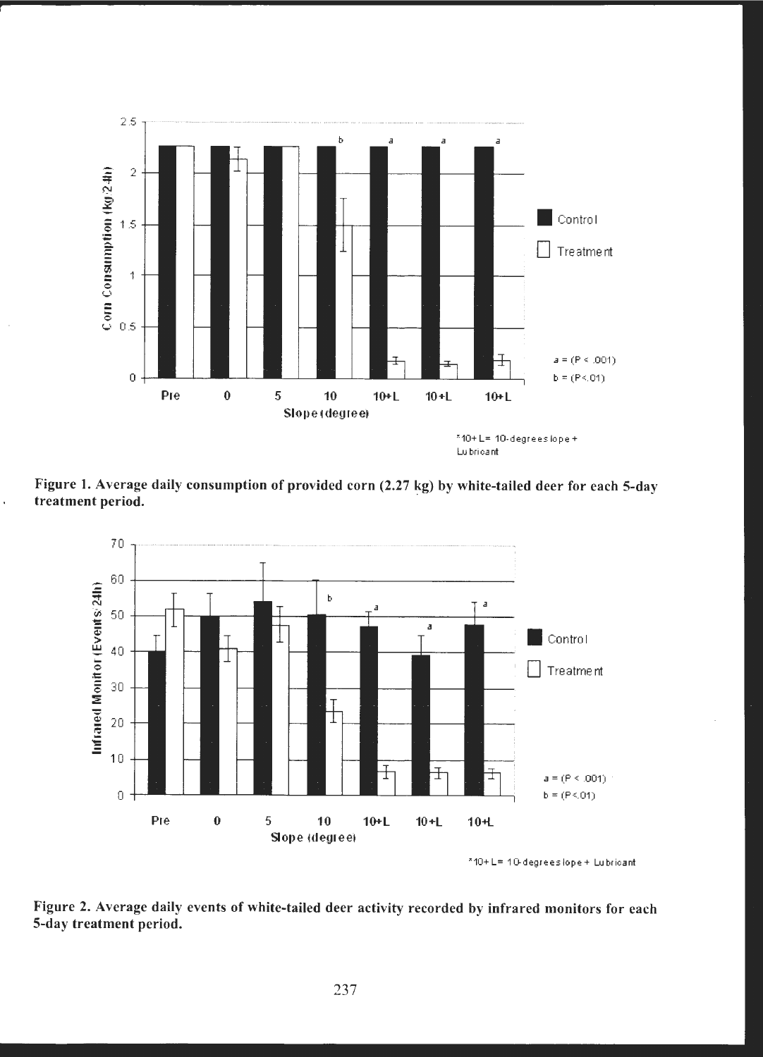Figure 1. Average daily consumption of provided corn (2.27 kg) by white-tailed deer for each 5-day treatment period.

Figure 2. Average daily events of white-tailed deer activity recorded by infrared monitors for each 5-day treatment period.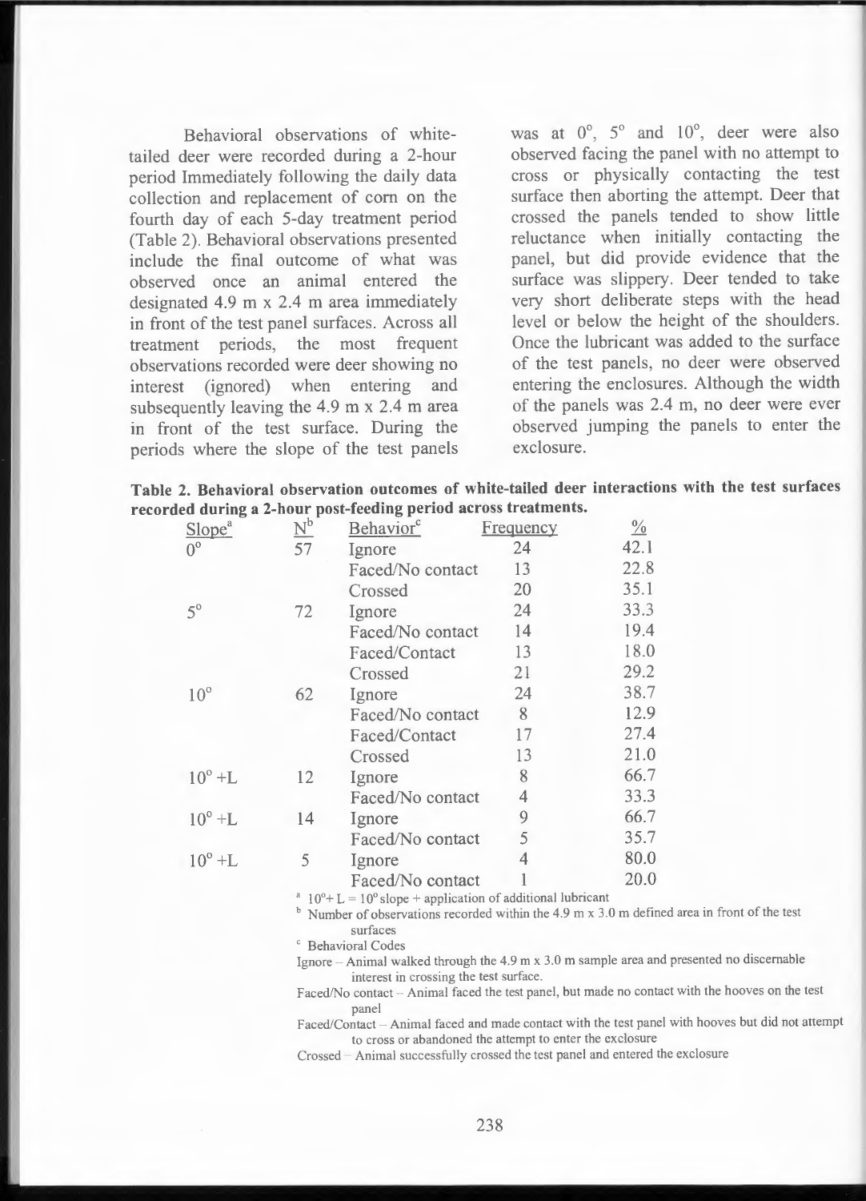Behavioral observations of white-tailed deer were recorded during a 2-hour period Immediately following the daily data collection and replacement of corn on the fourth day of each 5-day treatment period (Table 2). Behavioral observations presented include the final outcome of what was observed once an animal entered the designated 4.9 m x 2.4 m area immediately in front of the test panel surfaces. Across all treatment periods, the most frequent observations recorded were deer showing no interest (ignored) when entering and subsequently leaving the 4.9 m x 2.4 m area in front of the test surface. During the periods where the slope of the test panels was at 0°, 5° and 10°, deer were also observed facing the panel with no attempt to cross or physically contacting the test surface then aborting the attempt. Deer that crossed the panels tended to show little reluctance when initially contacting the panel, but did provide evidence that the surface was slippery. Deer tended to take very short deliberate steps with the head level or below the height of the shoulders. Once the lubricant was added to the surface of the test panels, no deer were observed entering the enclosures. Although the width of the panels was 2.4 m, no deer were ever observed jumping the panels to enter the exclosure.

**Table 2. Behavioral observation outcomes of white-tailed deer interactions with the test surfaces recorded during a 2-hour post-feeding period across treatments.**

| Slope[a] | N[b] | Behavior[c] | Frequency | % |
|---|---|---|---|---|
| 0° | 57 | Ignore | 24 | 42.1 |
| | | Faced/No contact | 13 | 22.8 |
| | | Crossed | 20 | 35.1 |
| 5° | 72 | Ignore | 24 | 33.3 |
| | | Faced/No contact | 14 | 19.4 |
| | | Faced/Contact | 13 | 18.0 |
| | | Crossed | 21 | 29.2 |
| 10° | 62 | Ignore | 24 | 38.7 |
| | | Faced/No contact | 8 | 12.9 |
| | | Faced/Contact | 17 | 27.4 |
| | | Crossed | 13 | 21.0 |
| 10° +L | 12 | Ignore | 8 | 66.7 |
| | | Faced/No contact | 4 | 33.3 |
| 10° +L | 14 | Ignore | 9 | 66.7 |
| | | Faced/No contact | 5 | 35.7 |
| 10° +L | 5 | Ignore | 4 | 80.0 |
| | | Faced/No contact | 1 | 20.0 |

[a] 10°+ L = 10° slope + application of additional lubricant

[b] Number of observations recorded within the 4.9 m x 3.0 m defined area in front of the test surfaces

[c] Behavioral Codes

Ignore – Animal walked through the 4.9 m x 3.0 m sample area and presented no discernable interest in crossing the test surface.

Faced/No contact – Animal faced the test panel, but made no contact with the hooves on the test panel

Faced/Contact – Animal faced and made contact with the test panel with hooves but did not attempt to cross or abandoned the attempt to enter the exclosure

Crossed – Animal successfully crossed the test panel and entered the exclosure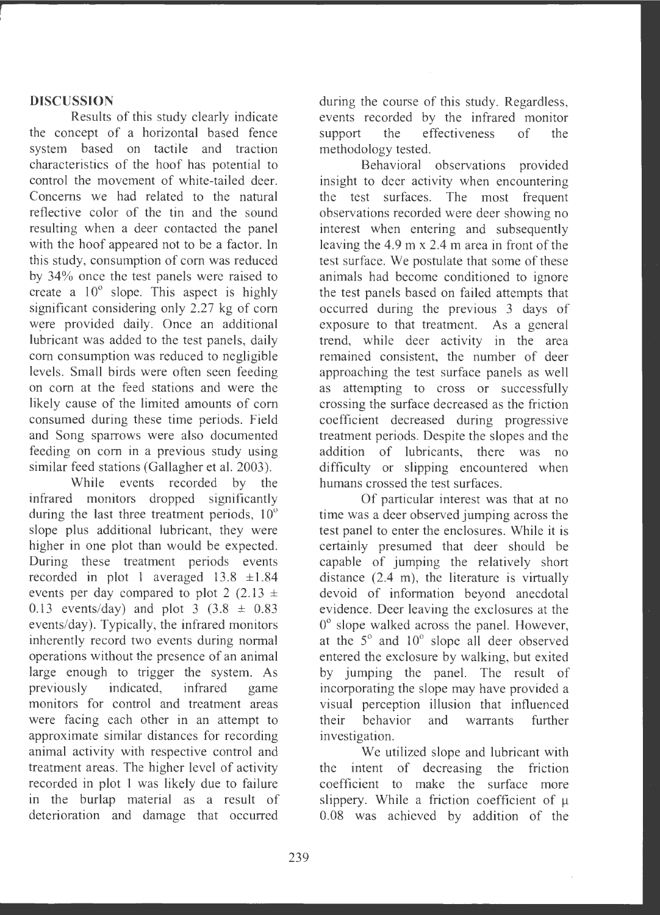## DISCUSSION

Results of this study clearly indicate the concept of a horizontal based fence system based on tactile and traction characteristics of the hoof has potential to control the movement of white-tailed deer. Concerns we had related to the natural reflective color of the tin and the sound resulting when a deer contacted the panel with the hoof appeared not to be a factor. In this study, consumption of corn was reduced by 34% once the test panels were raised to create a $10^{\circ}$ slope. This aspect is highly significant considering only 2.27 kg of corn were provided daily. Once an additional lubricant was added to the test panels, daily corn consumption was reduced to negligible levels. Small birds were often seen feeding on corn at the feed stations and were the likely cause of the limited amounts of corn consumed during these time periods. Field and Song sparrows were also documented feeding on corn in a previous study using similar feed stations (Gallagher et al. 2003).

While events recorded by the infrared monitors dropped significantly during the last three treatment periods, $10^{\circ}$ slope plus additional lubricant, they were higher in one plot than would be expected. During these treatment periods events recorded in plot 1 averaged 13.8 $\pm$1.84 events per day compared to plot 2 (2.13 $\pm$ 0.13 events/day) and plot 3 (3.8 $\pm$ 0.83 events/day). Typically, the infrared monitors inherently record two events during normal operations without the presence of an animal large enough to trigger the system. As previously indicated, infrared game monitors for control and treatment areas were facing each other in an attempt to approximate similar distances for recording animal activity with respective control and treatment areas. The higher level of activity recorded in plot 1 was likely due to failure in the burlap material as a result of deterioration and damage that occurred during the course of this study. Regardless, events recorded by the infrared monitor support the effectiveness of the methodology tested.

Behavioral observations provided insight to deer activity when encountering the test surfaces. The most frequent observations recorded were deer showing no interest when entering and subsequently leaving the 4.9 m x 2.4 m area in front of the test surface. We postulate that some of these animals had become conditioned to ignore the test panels based on failed attempts that occurred during the previous 3 days of exposure to that treatment. As a general trend, while deer activity in the area remained consistent, the number of deer approaching the test surface panels as well as attempting to cross or successfully crossing the surface decreased as the friction coefficient decreased during progressive treatment periods. Despite the slopes and the addition of lubricants, there was no difficulty or slipping encountered when humans crossed the test surfaces.

Of particular interest was that at no time was a deer observed jumping across the test panel to enter the enclosures. While it is certainly presumed that deer should be capable of jumping the relatively short distance (2.4 m), the literature is virtually devoid of information beyond anecdotal evidence. Deer leaving the exclosures at the $0^{\circ}$ slope walked across the panel. However, at the $5^{\circ}$ and $10^{\circ}$ slope all deer observed entered the exclosure by walking, but exited by jumping the panel. The result of incorporating the slope may have provided a visual perception illusion that influenced their behavior and warrants further investigation.

We utilized slope and lubricant with the intent of decreasing the friction coefficient to make the surface more slippery. While a friction coefficient of $\mu$ 0.08 was achieved by addition of the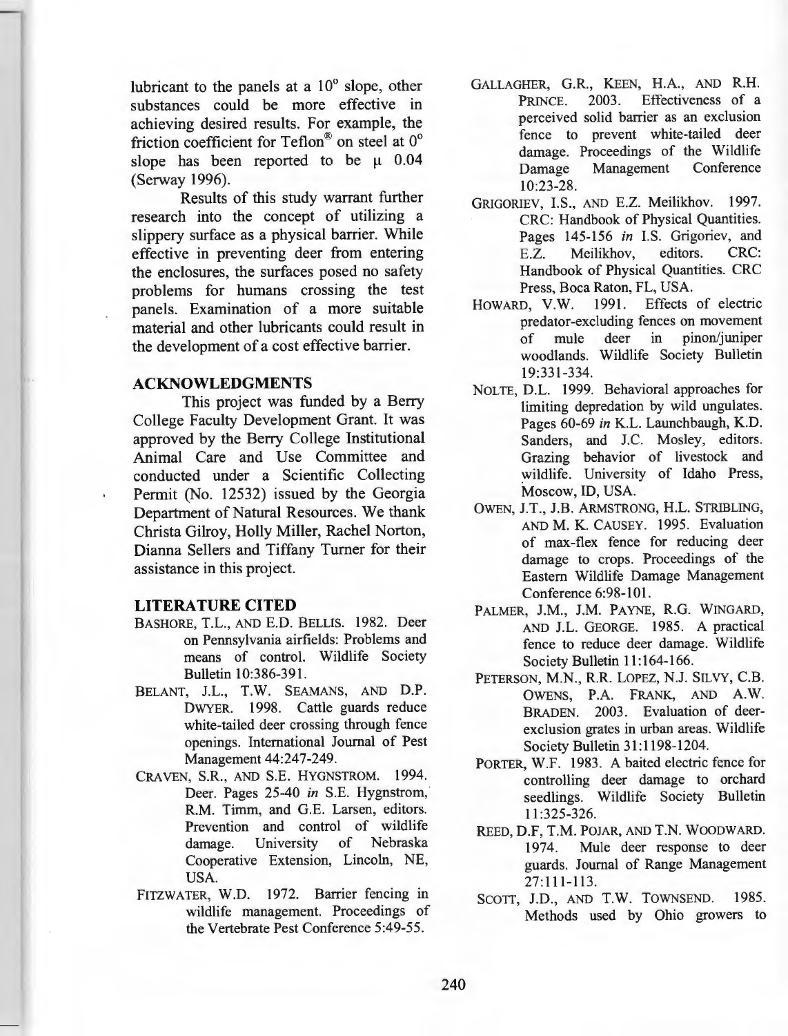lubricant to the panels at a 10° slope, other substances could be more effective in achieving desired results. For example, the friction coefficient for Teflon® on steel at 0° slope has been reported to be $\mu$ 0.04 (Serway 1996).

Results of this study warrant further research into the concept of utilizing a slippery surface as a physical barrier. While effective in preventing deer from entering the enclosures, the surfaces posed no safety problems for humans crossing the test panels. Examination of a more suitable material and other lubricants could result in the development of a cost effective barrier.

## ACKNOWLEDGMENTS

This project was funded by a Berry College Faculty Development Grant. It was approved by the Berry College Institutional Animal Care and Use Committee and conducted under a Scientific Collecting Permit (No. 12532) issued by the Georgia Department of Natural Resources. We thank Christa Gilroy, Holly Miller, Rachel Norton, Dianna Sellers and Tiffany Turner for their assistance in this project.

## LITERATURE CITED

BASHORE, T.L., AND E.D. BELLIS. 1982. Deer on Pennsylvania airfields: Problems and means of control. Wildlife Society Bulletin 10:386-391.

BELANT, J.L., T.W. SEAMANS, AND D.P. DWYER. 1998. Cattle guards reduce white-tailed deer crossing through fence openings. International Journal of Pest Management 44:247-249.

CRAVEN, S.R., AND S.E. HYGNSTROM. 1994. Deer. Pages 25-40 *in* S.E. Hygnstrom, R.M. Timm, and G.E. Larsen, editors. Prevention and control of wildlife damage. University of Nebraska Cooperative Extension, Lincoln, NE, USA.

FITZWATER, W.D. 1972. Barrier fencing in wildlife management. Proceedings of the Vertebrate Pest Conference 5:49-55.

GALLAGHER, G.R., KEEN, H.A., AND R.H. PRINCE. 2003. Effectiveness of a perceived solid barrier as an exclusion fence to prevent white-tailed deer damage. Proceedings of the Wildlife Damage Management Conference 10:23-28.

GRIGORIEV, I.S., AND E.Z. Meilikhov. 1997. CRC: Handbook of Physical Quantities. Pages 145-156 *in* I.S. Grigoriev, and E.Z. Meilikhov, editors. CRC: Handbook of Physical Quantities. CRC Press, Boca Raton, FL, USA.

HOWARD, V.W. 1991. Effects of electric predator-excluding fences on movement of mule deer in pinon/juniper woodlands. Wildlife Society Bulletin 19:331-334.

NOLTE, D.L. 1999. Behavioral approaches for limiting depredation by wild ungulates. Pages 60-69 *in* K.L. Launchbaugh, K.D. Sanders, and J.C. Mosley, editors. Grazing behavior of livestock and wildlife. University of Idaho Press, Moscow, ID, USA.

OWEN, J.T., J.B. ARMSTRONG, H.L. STRIBLING, AND M. K. CAUSEY. 1995. Evaluation of max-flex fence for reducing deer damage to crops. Proceedings of the Eastern Wildlife Damage Management Conference 6:98-101.

PALMER, J.M., J.M. PAYNE, R.G. WINGARD, AND J.L. GEORGE. 1985. A practical fence to reduce deer damage. Wildlife Society Bulletin 11:164-166.

PETERSON, M.N., R.R. LOPEZ, N.J. SILVY, C.B. OWENS, P.A. FRANK, AND A.W. BRADEN. 2003. Evaluation of deer-exclusion grates in urban areas. Wildlife Society Bulletin 31:1198-1204.

PORTER, W.F. 1983. A baited electric fence for controlling deer damage to orchard seedlings. Wildlife Society Bulletin 11:325-326.

REED, D.F, T.M. POJAR, AND T.N. WOODWARD. 1974. Mule deer response to deer guards. Journal of Range Management 27:111-113.

SCOTT, J.D., AND T.W. TOWNSEND. 1985. Methods used by Ohio growers to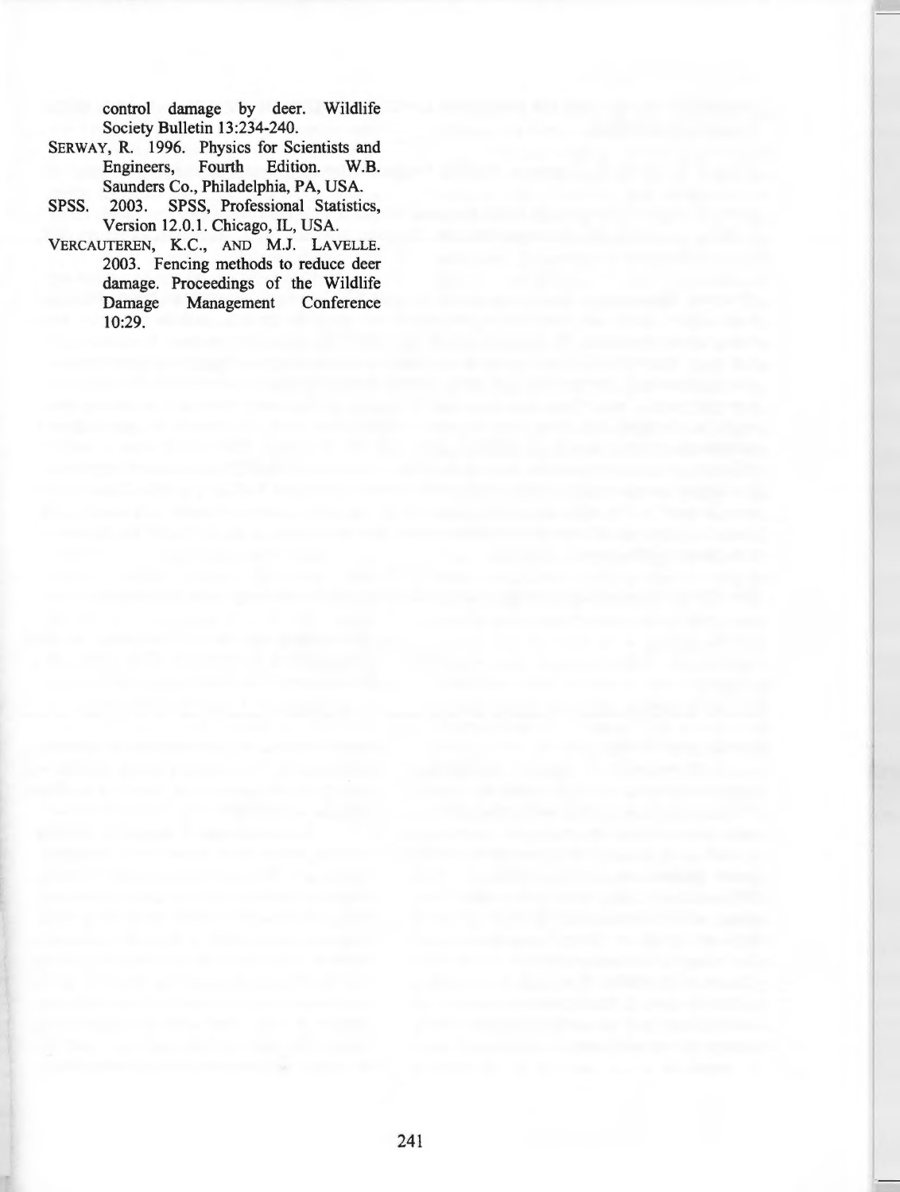control damage by deer. Wildlife Society Bulletin 13:234-240.

SERWAY, R. 1996. Physics for Scientists and Engineers, Fourth Edition. W.B. Saunders Co., Philadelphia, PA, USA.

SPSS. 2003. SPSS, Professional Statistics, Version 12.0.1. Chicago, IL, USA.

VERCAUTEREN, K.C., AND M.J. LAVELLE. 2003. Fencing methods to reduce deer damage. Proceedings of the Wildlife Damage Management Conference 10:29.